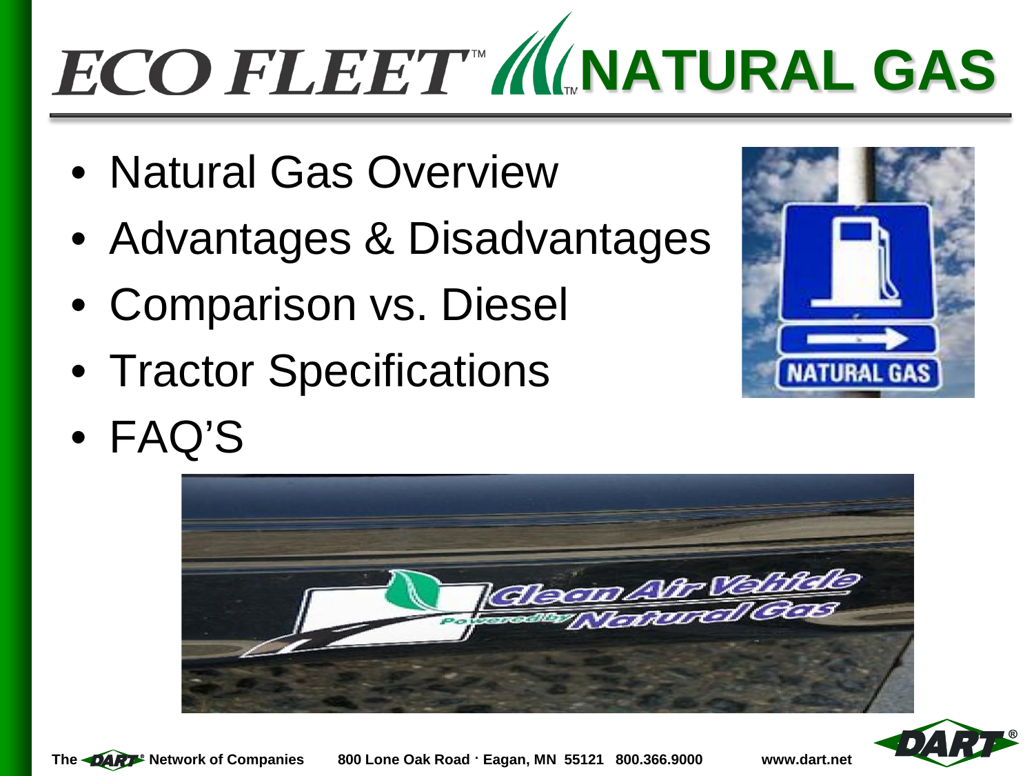# ECO FLEET™ NATURAL GAS

- Natural Gas Overview
- Advantages & Disadvantages
- Comparison vs. Diesel
- Tractor Specifications
- FAQ'S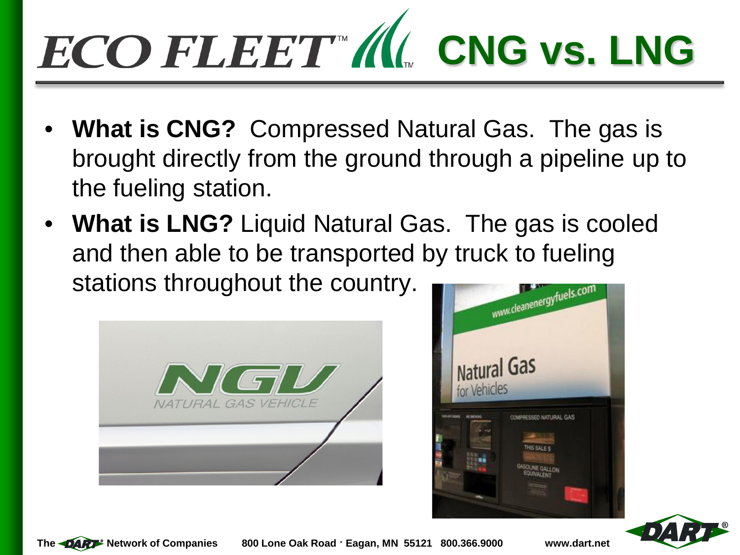# ECO FLEET™ CNG vs. LNG

- **What is CNG?** Compressed Natural Gas. The gas is brought directly from the ground through a pipeline up to the fueling station.
- **What is LNG?** Liquid Natural Gas. The gas is cooled and then able to be transported by truck to fueling stations throughout the country.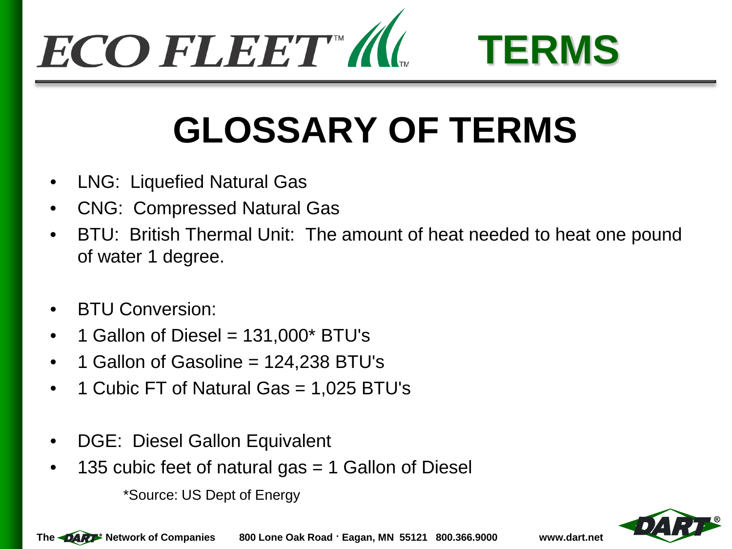# ECO FLEET™ TERMS

## GLOSSARY OF TERMS

- LNG: Liquefied Natural Gas
- CNG: Compressed Natural Gas
- BTU: British Thermal Unit: The amount of heat needed to heat one pound of water 1 degree.

- BTU Conversion:
- 1 Gallon of Diesel = 131,000* BTU's
- 1 Gallon of Gasoline = 124,238 BTU's
- 1 Cubic FT of Natural Gas = 1,025 BTU's

- DGE: Diesel Gallon Equivalent
- 135 cubic feet of natural gas = 1 Gallon of Diesel

*Source: US Dept of Energy

The DART® Network of Companies 800 Lone Oak Road · Eagan, MN 55121 800.366.9000 www.dart.net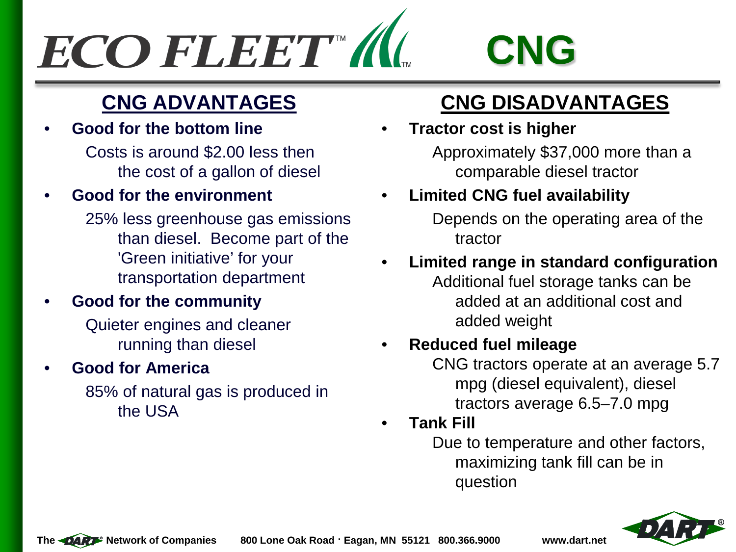# ECO FLEET™ CNG

## CNG ADVANTAGES

- **Good for the bottom line**
  Costs is around $2.00 less then the cost of a gallon of diesel
- **Good for the environment**
  25% less greenhouse gas emissions than diesel. Become part of the 'Green initiative' for your transportation department
- **Good for the community**
  Quieter engines and cleaner running than diesel
- **Good for America**
  85% of natural gas is produced in the USA

## CNG DISADVANTAGES

- **Tractor cost is higher**
  Approximately $37,000 more than a comparable diesel tractor
- **Limited CNG fuel availability**
  Depends on the operating area of the tractor
- **Limited range in standard configuration**
  Additional fuel storage tanks can be added at an additional cost and added weight
- **Reduced fuel mileage**
  CNG tractors operate at an average 5.7 mpg (diesel equivalent), diesel tractors average 6.5–7.0 mpg
- **Tank Fill**
  Due to temperature and other factors, maximizing tank fill can be in question

The DART® Network of Companies 800 Lone Oak Road · Eagan, MN 55121 800.366.9000 www.dart.net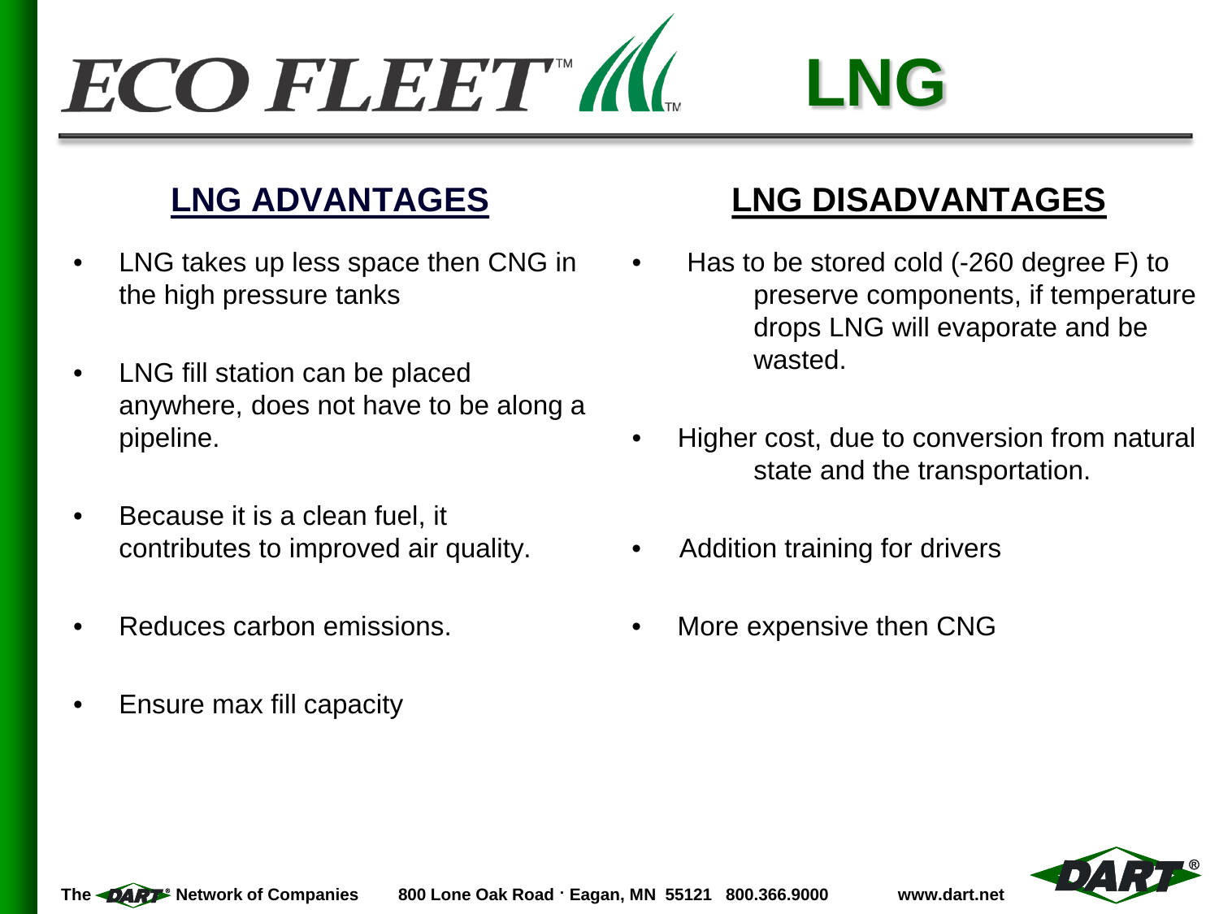# ECO FLEET™ LNG

## LNG ADVANTAGES

- LNG takes up less space then CNG in the high pressure tanks
- LNG fill station can be placed anywhere, does not have to be along a pipeline.
- Because it is a clean fuel, it contributes to improved air quality.
- Reduces carbon emissions.
- Ensure max fill capacity

## LNG DISADVANTAGES

- Has to be stored cold (-260 degree F) to preserve components, if temperature drops LNG will evaporate and be wasted.
- Higher cost, due to conversion from natural state and the transportation.
- Addition training for drivers
- More expensive then CNG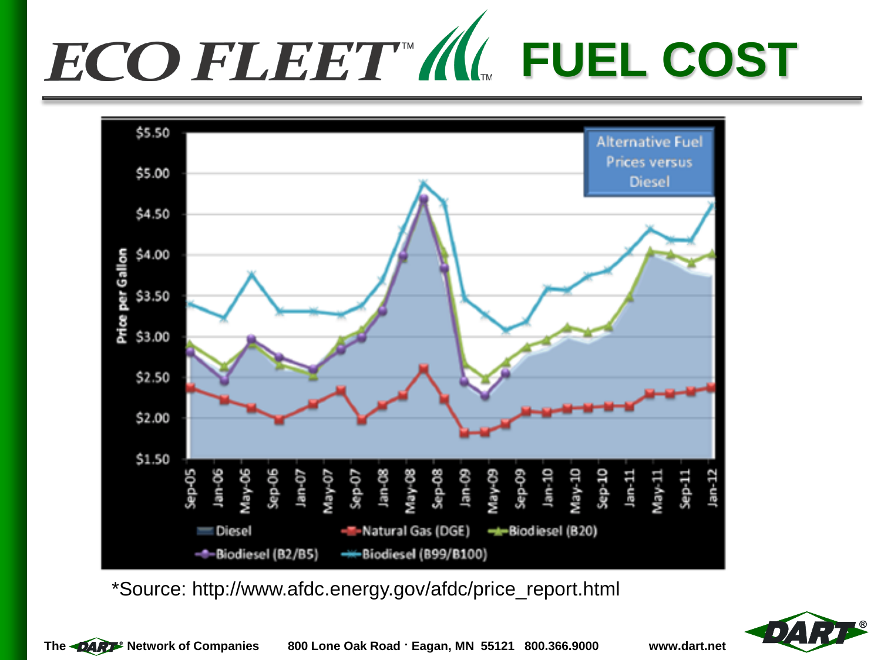# ECO FLEET™ FUEL COST

**Alternative Fuel Prices versus Diesel**

Price per Gallon: $1.50 – $5.50

Sep-05, Jan-06, May-06, Sep-06, Jan-07, May-07, Sep-07, Jan-08, May-08, Sep-08, Jan-09, May-09, Sep-09, Jan-10, May-10, Sep-10, Jan-11, May-11, Sep-11, Jan-12

Diesel | Natural Gas (DGE) | Biodiesel (B20) | Biodiesel (B2/B5) | Biodiesel (B99/B100)

*Source: http://www.afdc.energy.gov/afdc/price_report.html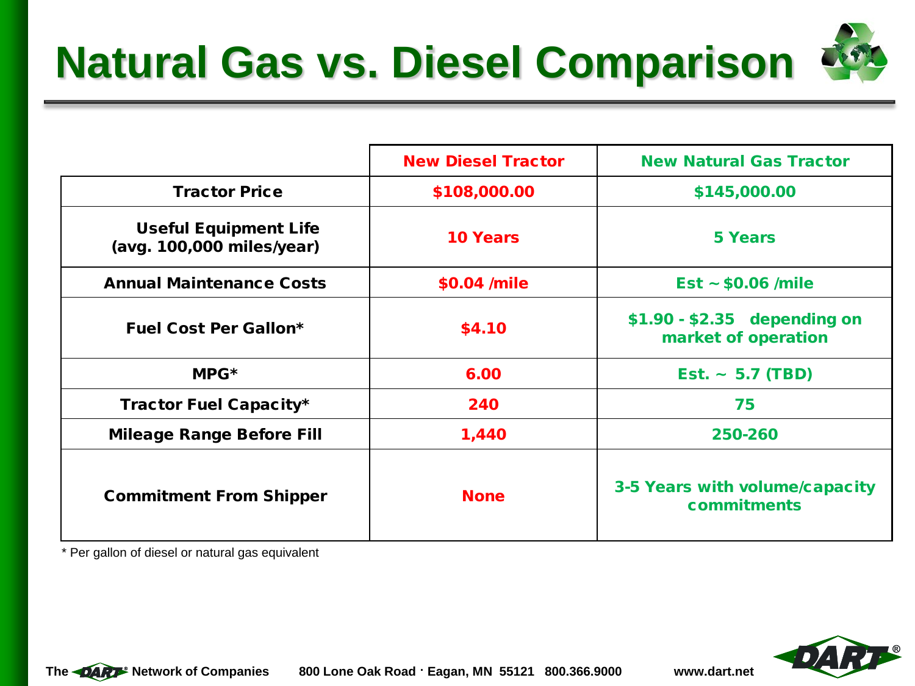# Natural Gas vs. Diesel Comparison

| | New Diesel Tractor | New Natural Gas Tractor |
|---|---|---|
| Tractor Price | $108,000.00 | $145,000.00 |
| Useful Equipment Life (avg. 100,000 miles/year) | 10 Years | 5 Years |
| Annual Maintenance Costs | $0.04 /mile | Est ~ $0.06 /mile |
| Fuel Cost Per Gallon* | $4.10 | $1.90 - $2.35 depending on market of operation |
| MPG* | 6.00 | Est. ~ 5.7 (TBD) |
| Tractor Fuel Capacity* | 240 | 75 |
| Mileage Range Before Fill | 1,440 | 250-260 |
| Commitment From Shipper | None | 3-5 Years with volume/capacity commitments |

\* Per gallon of diesel or natural gas equivalent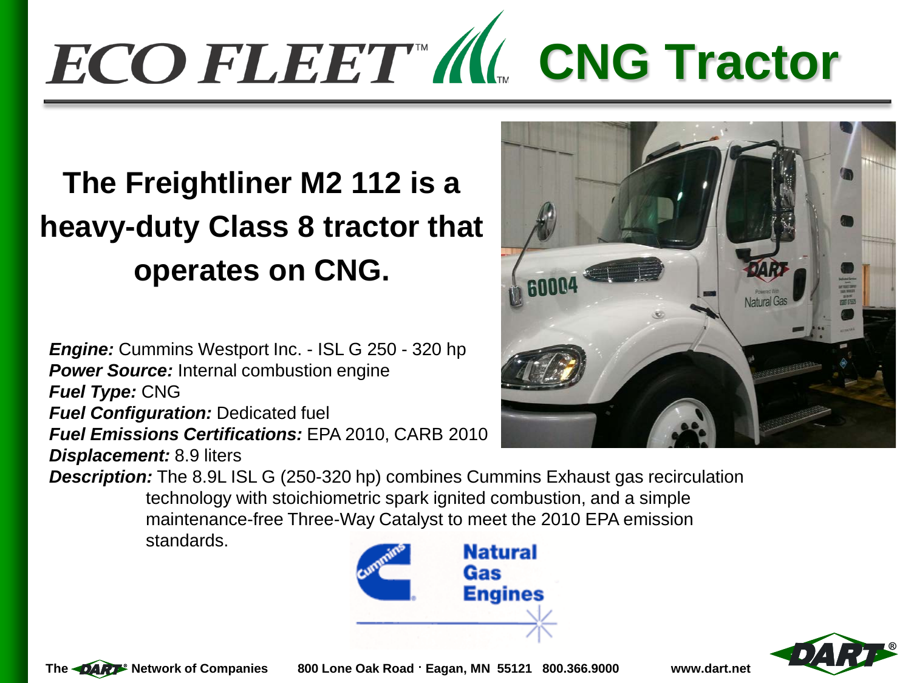# ECO FLEET™ CNG Tractor

## The Freightliner M2 112 is a heavy-duty Class 8 tractor that operates on CNG.

***Engine:*** Cummins Westport Inc. - ISL G 250 - 320 hp
***Power Source:*** Internal combustion engine
***Fuel Type:*** CNG
***Fuel Configuration:*** Dedicated fuel
***Fuel Emissions Certifications:*** EPA 2010, CARB 2010
***Displacement:*** 8.9 liters
***Description:*** The 8.9L ISL G (250-320 hp) combines Cummins Exhaust gas recirculation technology with stoichiometric spark ignited combustion, and a simple maintenance-free Three-Way Catalyst to meet the 2010 EPA emission standards.

Cummins Natural Gas Engines

The DART® Network of Companies 800 Lone Oak Road · Eagan, MN 55121 800.366.9000 www.dart.net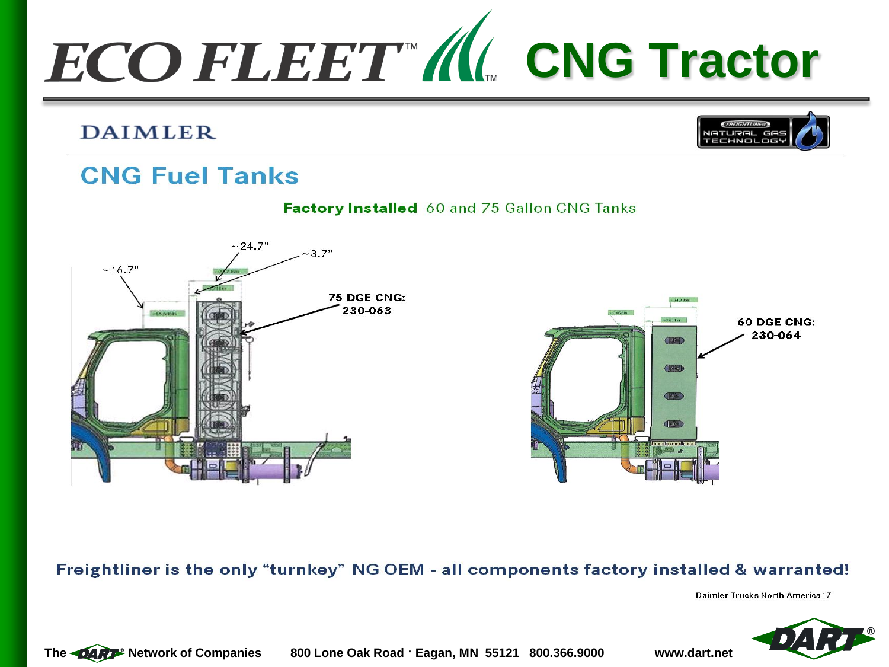# ECO FLEET™ CNG Tractor

DAIMLER

## CNG Fuel Tanks

**Factory Installed** 60 and 75 Gallon CNG Tanks

~24.7"

~3.7"

~16.7"

75 DGE CNG: 230-063

60 DGE CNG: 230-064

**Freightliner is the only "turnkey" NG OEM - all components factory installed & warranted!**

Daimler Trucks North America 17

The DART® Network of Companies 800 Lone Oak Road · Eagan, MN 55121 800.366.9000 www.dart.net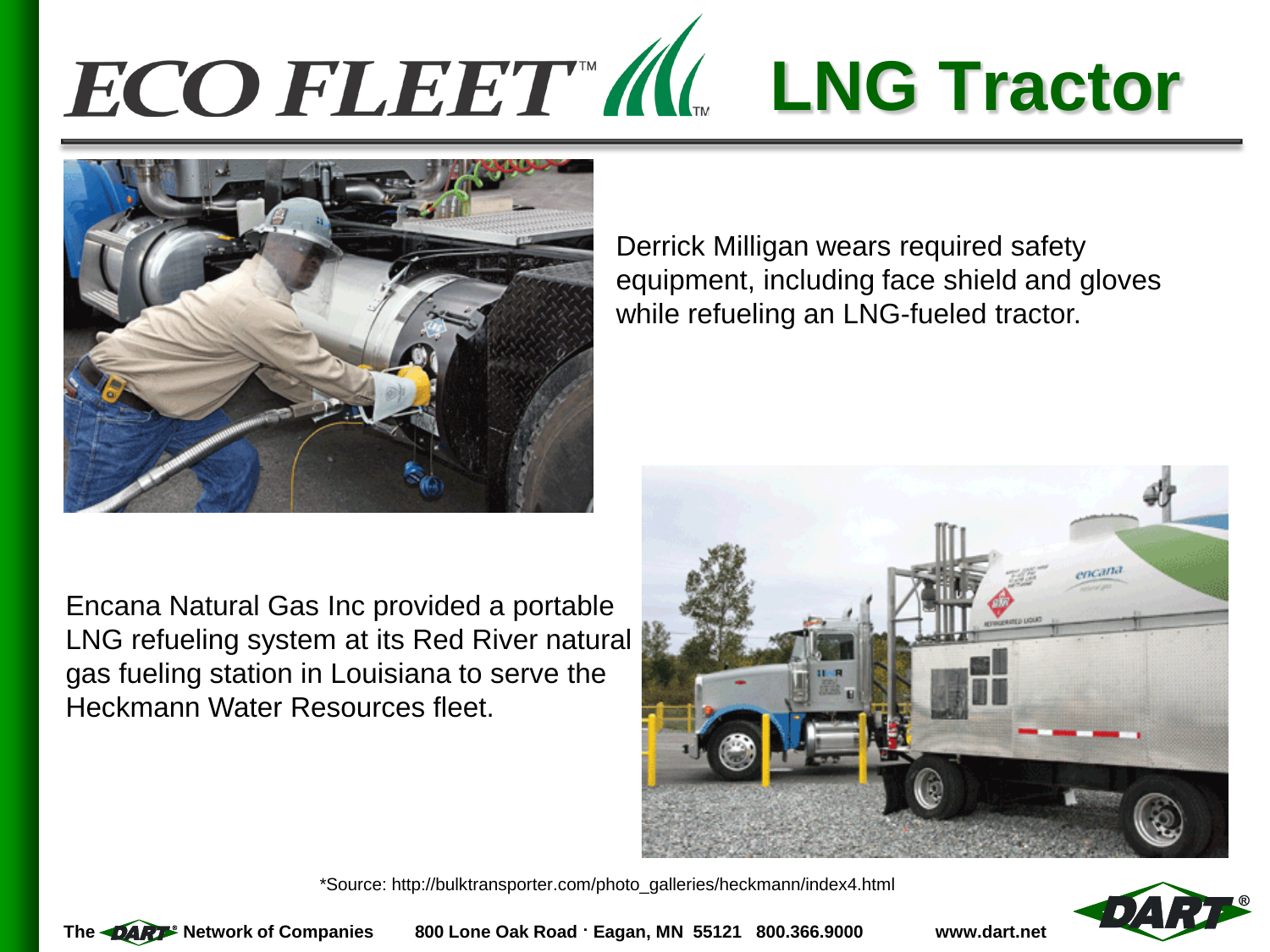# ECO FLEET™ LNG Tractor

Derrick Milligan wears required safety equipment, including face shield and gloves while refueling an LNG-fueled tractor.

Encana Natural Gas Inc provided a portable LNG refueling system at its Red River natural gas fueling station in Louisiana to serve the Heckmann Water Resources fleet.

*Source: http://bulktransporter.com/photo_galleries/heckmann/index4.html

**The DART® Network of Companies** **800 Lone Oak Road · Eagan, MN 55121 800.366.9000** **www.dart.net**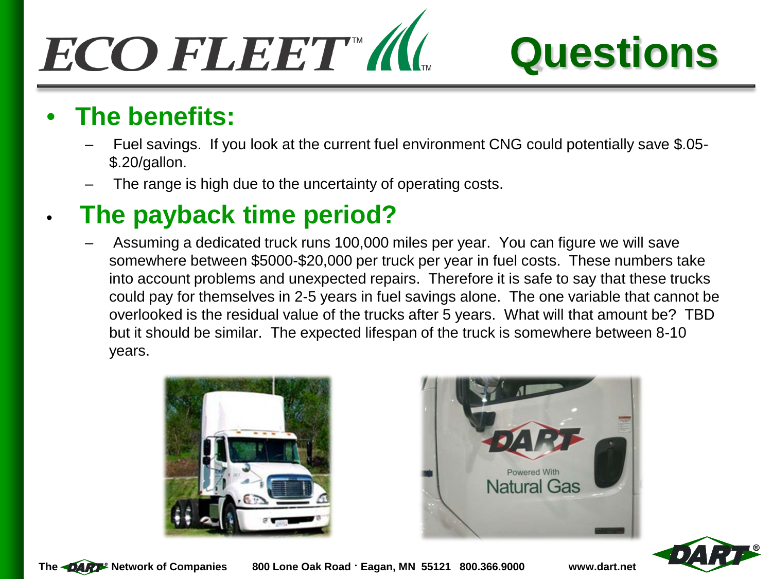# ECO FLEET™ Questions

- **The benefits:**
  - Fuel savings. If you look at the current fuel environment CNG could potentially save $.05-$.20/gallon.
  - The range is high due to the uncertainty of operating costs.
- **The payback time period?**
  - Assuming a dedicated truck runs 100,000 miles per year. You can figure we will save somewhere between $5000-$20,000 per truck per year in fuel costs. These numbers take into account problems and unexpected repairs. Therefore it is safe to say that these trucks could pay for themselves in 2-5 years in fuel savings alone. The one variable that cannot be overlooked is the residual value of the trucks after 5 years. What will that amount be? TBD but it should be similar. The expected lifespan of the truck is somewhere between 8-10 years.